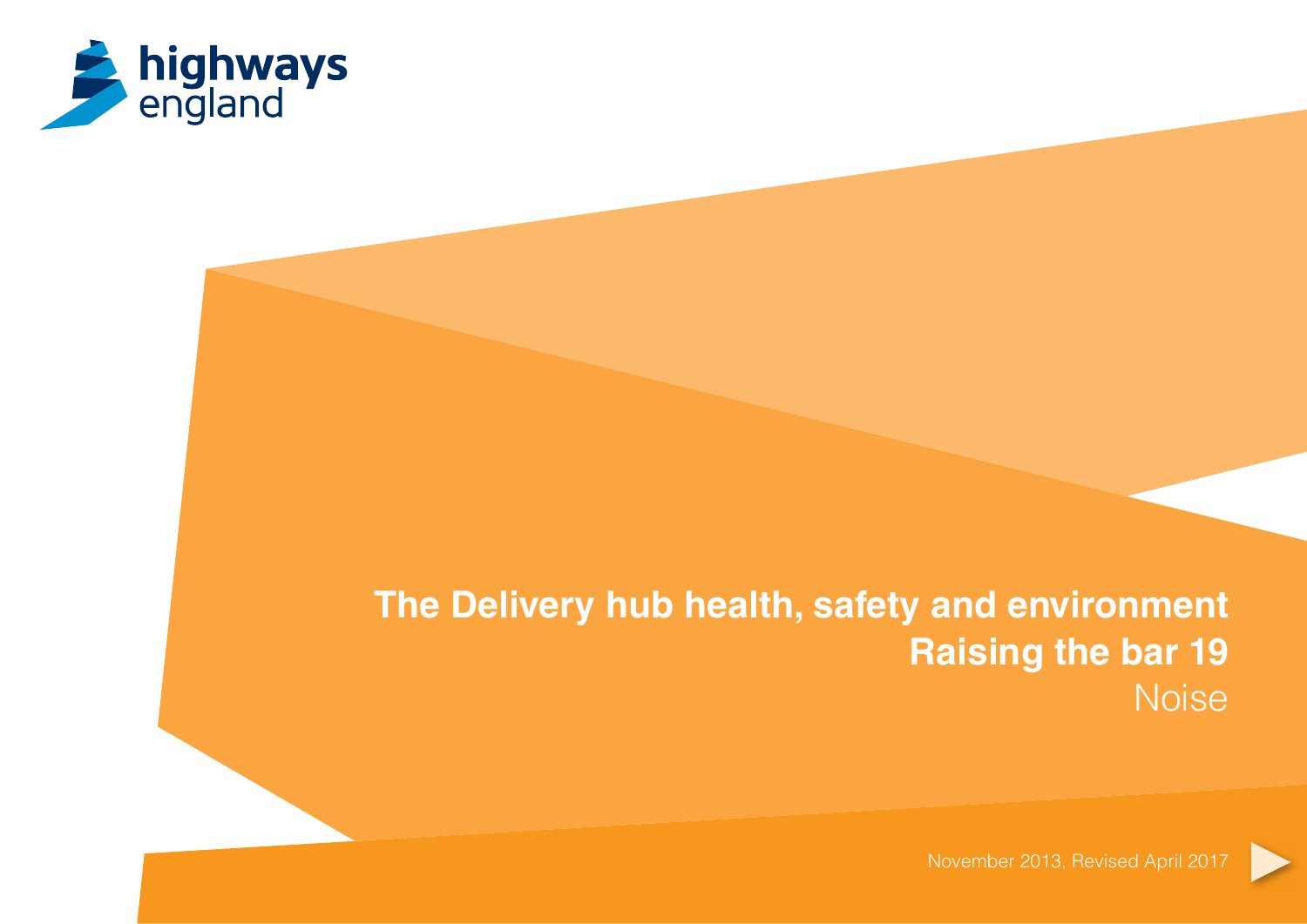highways england

# The Delivery hub health, safety and environment

## Raising the bar 19

Noise

November 2013, Revised April 2017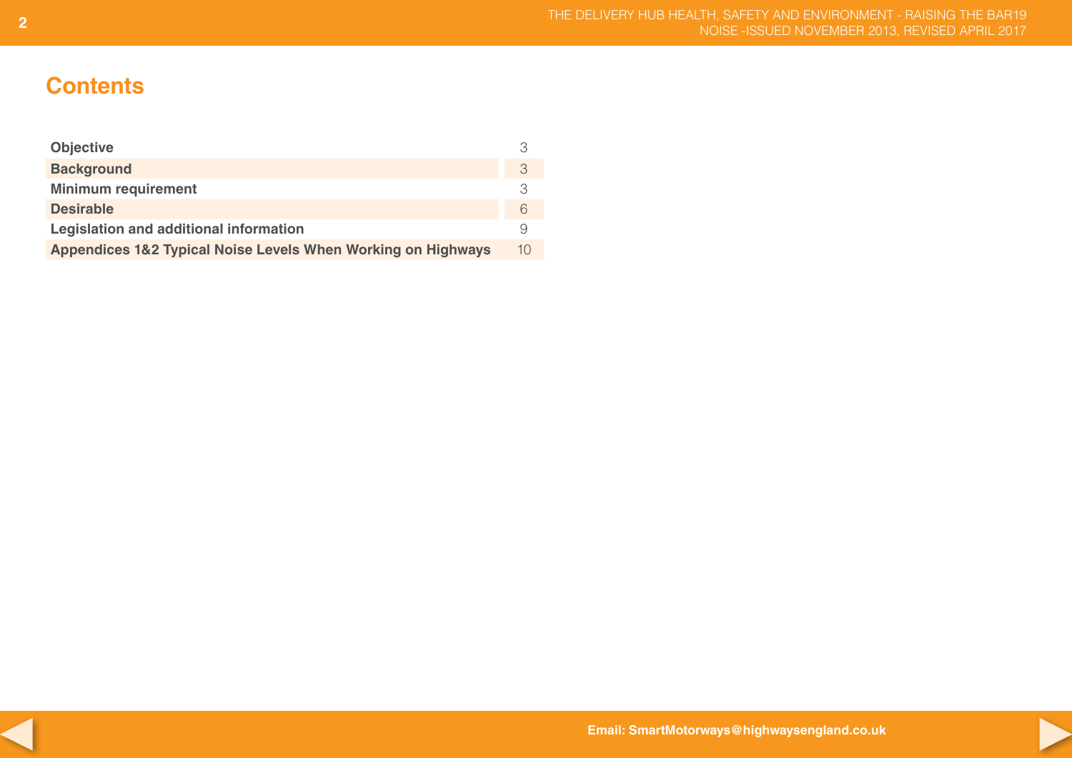## Contents

| | |
|---|---|
| **Objective** | 3 |
| **Background** | 3 |
| **Minimum requirement** | 3 |
| **Desirable** | 6 |
| **Legislation and additional information** | 9 |
| **Appendices 1&2 Typical Noise Levels When Working on Highways** | 10 |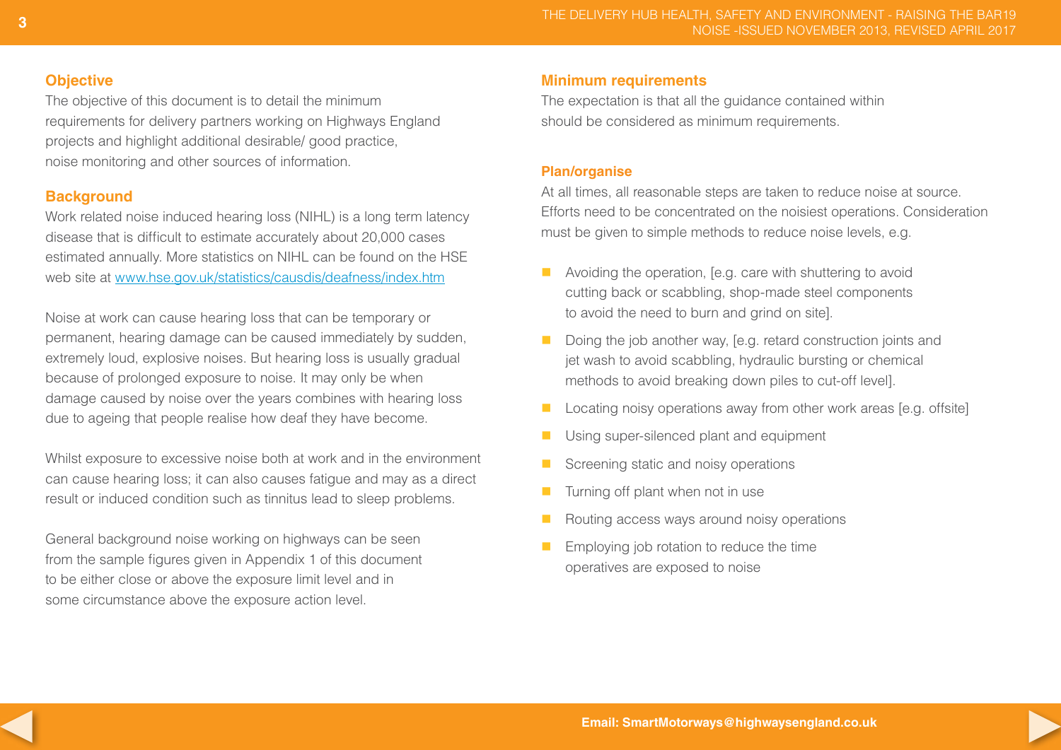## Objective

The objective of this document is to detail the minimum requirements for delivery partners working on Highways England projects and highlight additional desirable/ good practice, noise monitoring and other sources of information.

## Background

Work related noise induced hearing loss (NIHL) is a long term latency disease that is difficult to estimate accurately about 20,000 cases estimated annually. More statistics on NIHL can be found on the HSE web site at [www.hse.gov.uk/statistics/causdis/deafness/index.htm](www.hse.gov.uk/statistics/causdis/deafness/index.htm)

Noise at work can cause hearing loss that can be temporary or permanent, hearing damage can be caused immediately by sudden, extremely loud, explosive noises. But hearing loss is usually gradual because of prolonged exposure to noise. It may only be when damage caused by noise over the years combines with hearing loss due to ageing that people realise how deaf they have become.

Whilst exposure to excessive noise both at work and in the environment can cause hearing loss; it can also causes fatigue and may as a direct result or induced condition such as tinnitus lead to sleep problems.

General background noise working on highways can be seen from the sample figures given in Appendix 1 of this document to be either close or above the exposure limit level and in some circumstance above the exposure action level.

## Minimum requirements

The expectation is that all the guidance contained within should be considered as minimum requirements.

### Plan/organise

At all times, all reasonable steps are taken to reduce noise at source. Efforts need to be concentrated on the noisiest operations. Consideration must be given to simple methods to reduce noise levels, e.g.

- Avoiding the operation, [e.g. care with shuttering to avoid cutting back or scabbling, shop-made steel components to avoid the need to burn and grind on site].
- Doing the job another way, [e.g. retard construction joints and jet wash to avoid scabbling, hydraulic bursting or chemical methods to avoid breaking down piles to cut-off level].
- Locating noisy operations away from other work areas [e.g. offsite]
- Using super-silenced plant and equipment
- Screening static and noisy operations
- Turning off plant when not in use
- Routing access ways around noisy operations
- Employing job rotation to reduce the time operatives are exposed to noise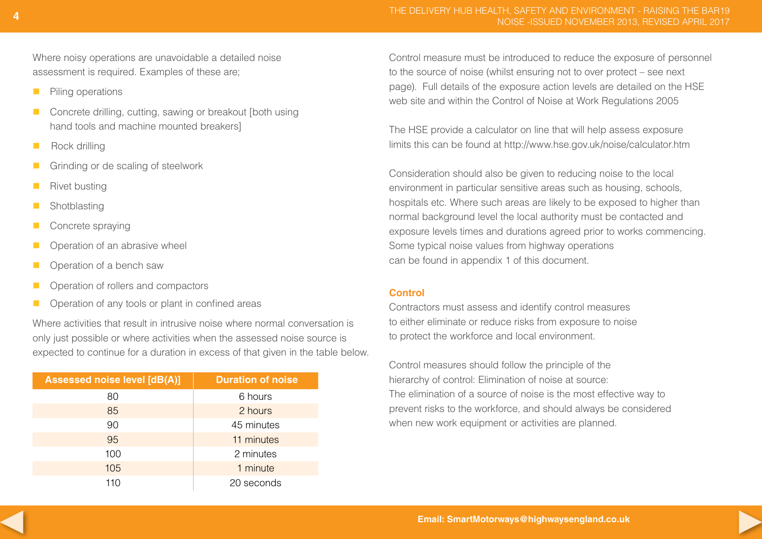Where noisy operations are unavoidable a detailed noise assessment is required. Examples of these are;

- Piling operations
- Concrete drilling, cutting, sawing or breakout [both using hand tools and machine mounted breakers]
- Rock drilling
- Grinding or de scaling of steelwork
- Rivet busting
- Shotblasting
- Concrete spraying
- Operation of an abrasive wheel
- Operation of a bench saw
- Operation of rollers and compactors
- Operation of any tools or plant in confined areas

Where activities that result in intrusive noise where normal conversation is only just possible or where activities when the assessed noise source is expected to continue for a duration in excess of that given in the table below.

| Assessed noise level [dB(A)] | Duration of noise |
|---|---|
| 80 | 6 hours |
| 85 | 2 hours |
| 90 | 45 minutes |
| 95 | 11 minutes |
| 100 | 2 minutes |
| 105 | 1 minute |
| 110 | 20 seconds |

Control measure must be introduced to reduce the exposure of personnel to the source of noise (whilst ensuring not to over protect – see next page). Full details of the exposure action levels are detailed on the HSE web site and within the Control of Noise at Work Regulations 2005

The HSE provide a calculator on line that will help assess exposure limits this can be found at http://www.hse.gov.uk/noise/calculator.htm

Consideration should also be given to reducing noise to the local environment in particular sensitive areas such as housing, schools, hospitals etc. Where such areas are likely to be exposed to higher than normal background level the local authority must be contacted and exposure levels times and durations agreed prior to works commencing. Some typical noise values from highway operations can be found in appendix 1 of this document.

## Control

Contractors must assess and identify control measures to either eliminate or reduce risks from exposure to noise to protect the workforce and local environment.

Control measures should follow the principle of the hierarchy of control: Elimination of noise at source: The elimination of a source of noise is the most effective way to prevent risks to the workforce, and should always be considered when new work equipment or activities are planned.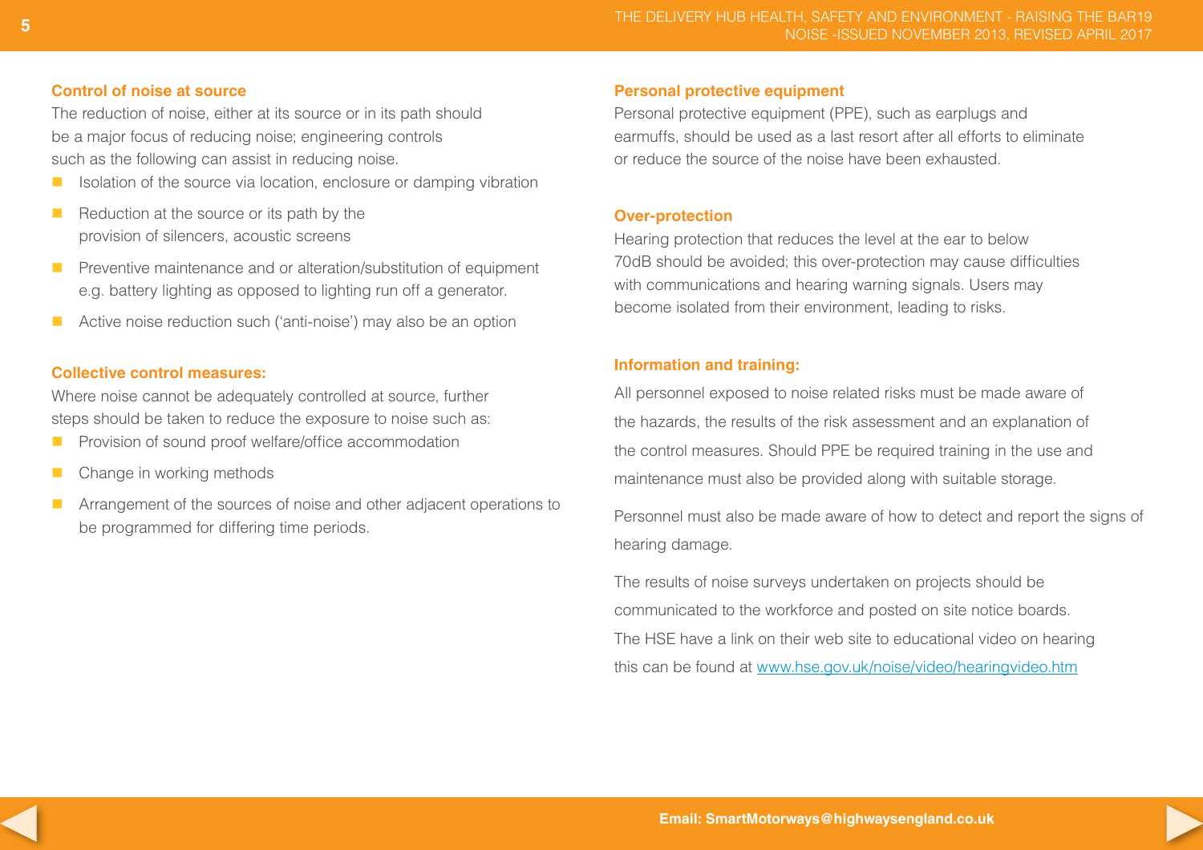### Control of noise at source

The reduction of noise, either at its source or in its path should be a major focus of reducing noise; engineering controls such as the following can assist in reducing noise.

- Isolation of the source via location, enclosure or damping vibration
- Reduction at the source or its path by the provision of silencers, acoustic screens
- Preventive maintenance and or alteration/substitution of equipment e.g. battery lighting as opposed to lighting run off a generator.
- Active noise reduction such ('anti-noise') may also be an option

### Collective control measures:

Where noise cannot be adequately controlled at source, further steps should be taken to reduce the exposure to noise such as:

- Provision of sound proof welfare/office accommodation
- Change in working methods
- Arrangement of the sources of noise and other adjacent operations to be programmed for differing time periods.

### Personal protective equipment

Personal protective equipment (PPE), such as earplugs and earmuffs, should be used as a last resort after all efforts to eliminate or reduce the source of the noise have been exhausted.

### Over-protection

Hearing protection that reduces the level at the ear to below 70dB should be avoided; this over-protection may cause difficulties with communications and hearing warning signals. Users may become isolated from their environment, leading to risks.

### Information and training:

All personnel exposed to noise related risks must be made aware of the hazards, the results of the risk assessment and an explanation of the control measures. Should PPE be required training in the use and maintenance must also be provided along with suitable storage.

Personnel must also be made aware of how to detect and report the signs of hearing damage.

The results of noise surveys undertaken on projects should be communicated to the workforce and posted on site notice boards. The HSE have a link on their web site to educational video on hearing this can be found at [www.hse.gov.uk/noise/video/hearingvideo.htm](http://www.hse.gov.uk/noise/video/hearingvideo.htm)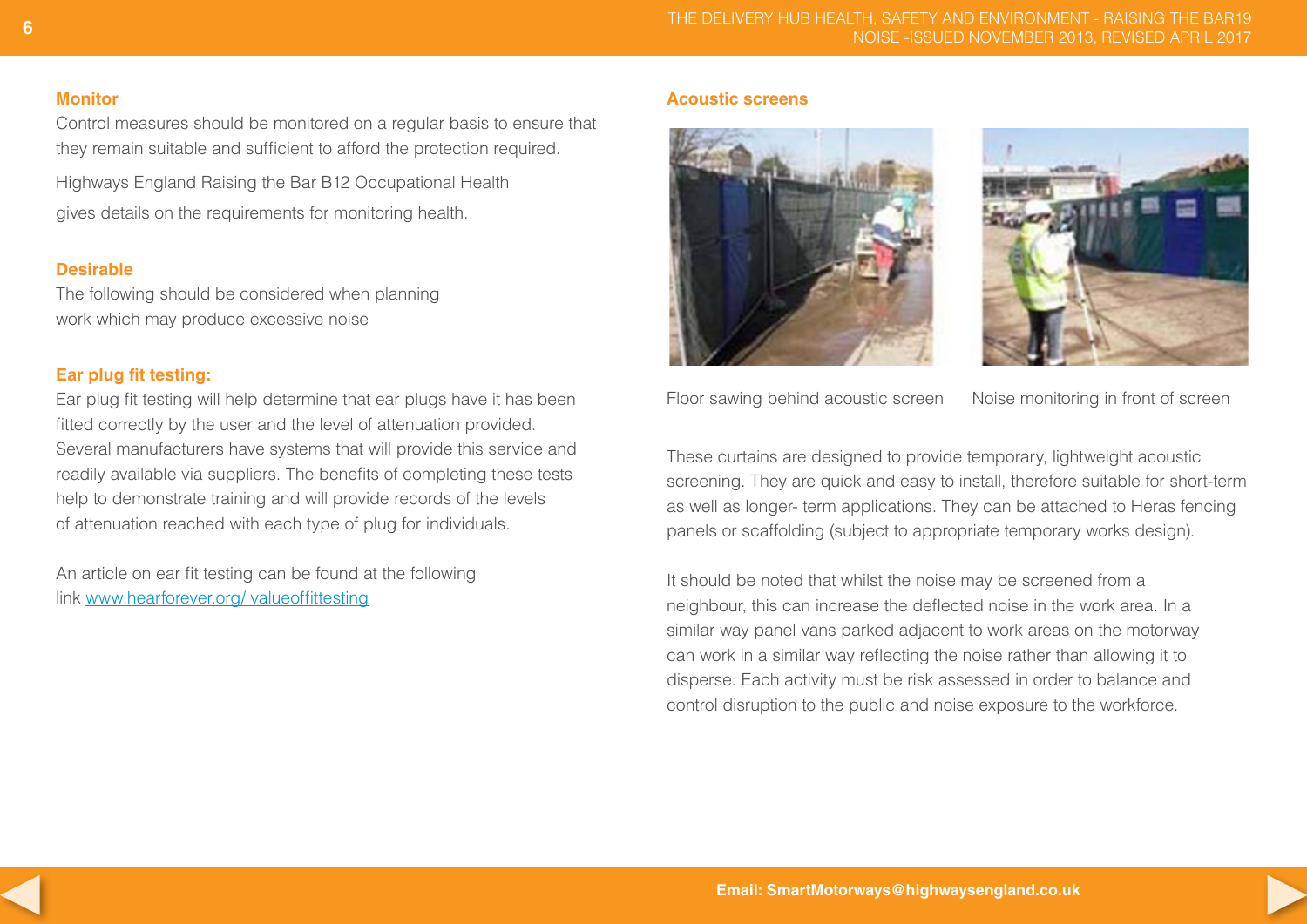### Monitor

Control measures should be monitored on a regular basis to ensure that they remain suitable and sufficient to afford the protection required.

Highways England Raising the Bar B12 Occupational Health gives details on the requirements for monitoring health.

### Desirable

The following should be considered when planning work which may produce excessive noise

### Ear plug fit testing:

Ear plug fit testing will help determine that ear plugs have it has been fitted correctly by the user and the level of attenuation provided. Several manufacturers have systems that will provide this service and readily available via suppliers. The benefits of completing these tests help to demonstrate training and will provide records of the levels of attenuation reached with each type of plug for individuals.

An article on ear fit testing can be found at the following link www.hearforever.org/ valueoffittesting

### Acoustic screens

Floor sawing behind acoustic screen

Noise monitoring in front of screen

These curtains are designed to provide temporary, lightweight acoustic screening. They are quick and easy to install, therefore suitable for short-term as well as longer- term applications. They can be attached to Heras fencing panels or scaffolding (subject to appropriate temporary works design).

It should be noted that whilst the noise may be screened from a neighbour, this can increase the deflected noise in the work area. In a similar way panel vans parked adjacent to work areas on the motorway can work in a similar way reflecting the noise rather than allowing it to disperse. Each activity must be risk assessed in order to balance and control disruption to the public and noise exposure to the workforce.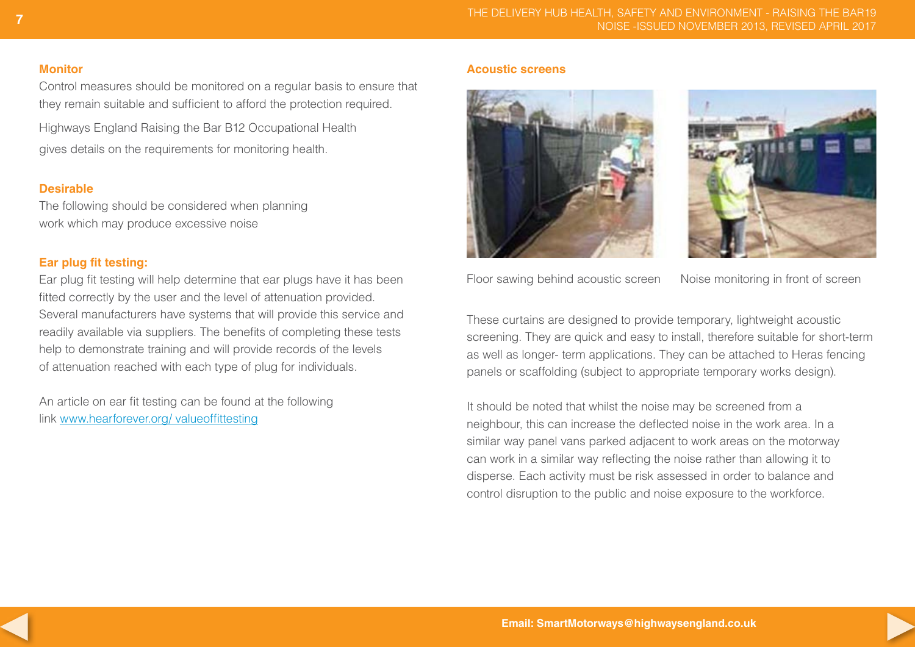### Monitor

Control measures should be monitored on a regular basis to ensure that they remain suitable and sufficient to afford the protection required.

Highways England Raising the Bar B12 Occupational Health gives details on the requirements for monitoring health.

### Desirable

The following should be considered when planning work which may produce excessive noise

### Ear plug fit testing:

Ear plug fit testing will help determine that ear plugs have it has been fitted correctly by the user and the level of attenuation provided. Several manufacturers have systems that will provide this service and readily available via suppliers. The benefits of completing these tests help to demonstrate training and will provide records of the levels of attenuation reached with each type of plug for individuals.

An article on ear fit testing can be found at the following link www.hearforever.org/ valueoffittesting

### Acoustic screens

Floor sawing behind acoustic screen

Noise monitoring in front of screen

These curtains are designed to provide temporary, lightweight acoustic screening. They are quick and easy to install, therefore suitable for short-term as well as longer- term applications. They can be attached to Heras fencing panels or scaffolding (subject to appropriate temporary works design).

It should be noted that whilst the noise may be screened from a neighbour, this can increase the deflected noise in the work area. In a similar way panel vans parked adjacent to work areas on the motorway can work in a similar way reflecting the noise rather than allowing it to disperse. Each activity must be risk assessed in order to balance and control disruption to the public and noise exposure to the workforce.

**Email: SmartMotorways@highwaysengland.co.uk**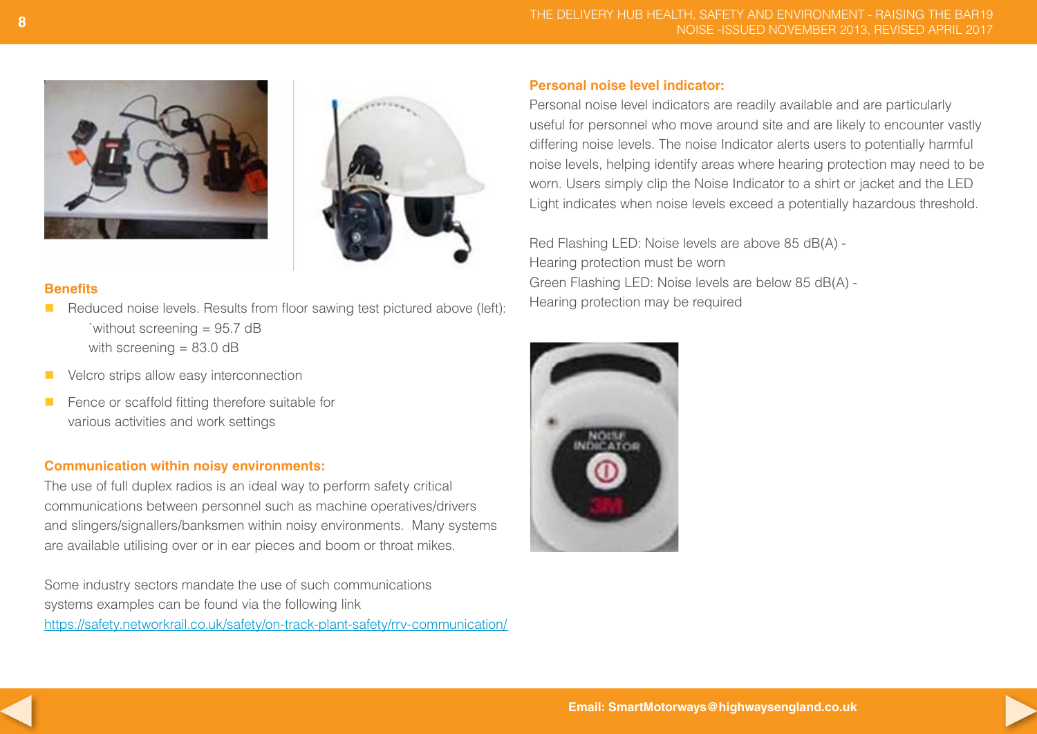### Benefits

- Reduced noise levels. Results from floor sawing test pictured above (left):
  `without screening = 95.7 dB
  with screening = 83.0 dB
- Velcro strips allow easy interconnection
- Fence or scaffold fitting therefore suitable for various activities and work settings

### Communication within noisy environments:

The use of full duplex radios is an ideal way to perform safety critical communications between personnel such as machine operatives/drivers and slingers/signallers/banksmen within noisy environments. Many systems are available utilising over or in ear pieces and boom or throat mikes.

Some industry sectors mandate the use of such communications systems examples can be found via the following link https://safety.networkrail.co.uk/safety/on-track-plant-safety/rrv-communication/

### Personal noise level indicator:

Personal noise level indicators are readily available and are particularly useful for personnel who move around site and are likely to encounter vastly differing noise levels. The noise Indicator alerts users to potentially harmful noise levels, helping identify areas where hearing protection may need to be worn. Users simply clip the Noise Indicator to a shirt or jacket and the LED Light indicates when noise levels exceed a potentially hazardous threshold.

Red Flashing LED: Noise levels are above 85 dB(A) - Hearing protection must be worn
Green Flashing LED: Noise levels are below 85 dB(A) - Hearing protection may be required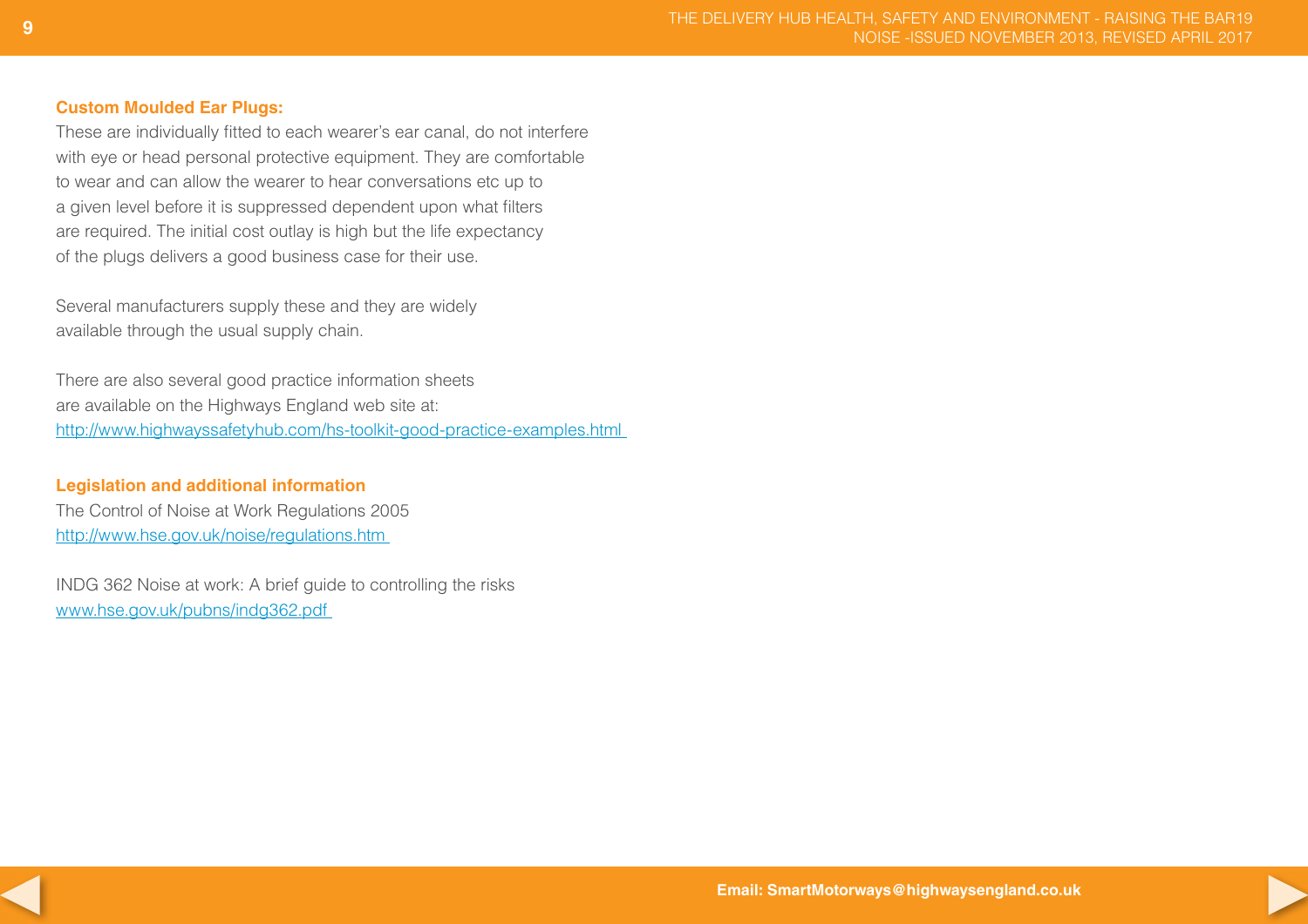**Custom Moulded Ear Plugs:**

These are individually fitted to each wearer's ear canal, do not interfere with eye or head personal protective equipment. They are comfortable to wear and can allow the wearer to hear conversations etc up to a given level before it is suppressed dependent upon what filters are required. The initial cost outlay is high but the life expectancy of the plugs delivers a good business case for their use.

Several manufacturers supply these and they are widely available through the usual supply chain.

There are also several good practice information sheets are available on the Highways England web site at: http://www.highwayssafetyhub.com/hs-toolkit-good-practice-examples.html

## Legislation and additional information

The Control of Noise at Work Regulations 2005
http://www.hse.gov.uk/noise/regulations.htm

INDG 362 Noise at work: A brief guide to controlling the risks
www.hse.gov.uk/pubns/indg362.pdf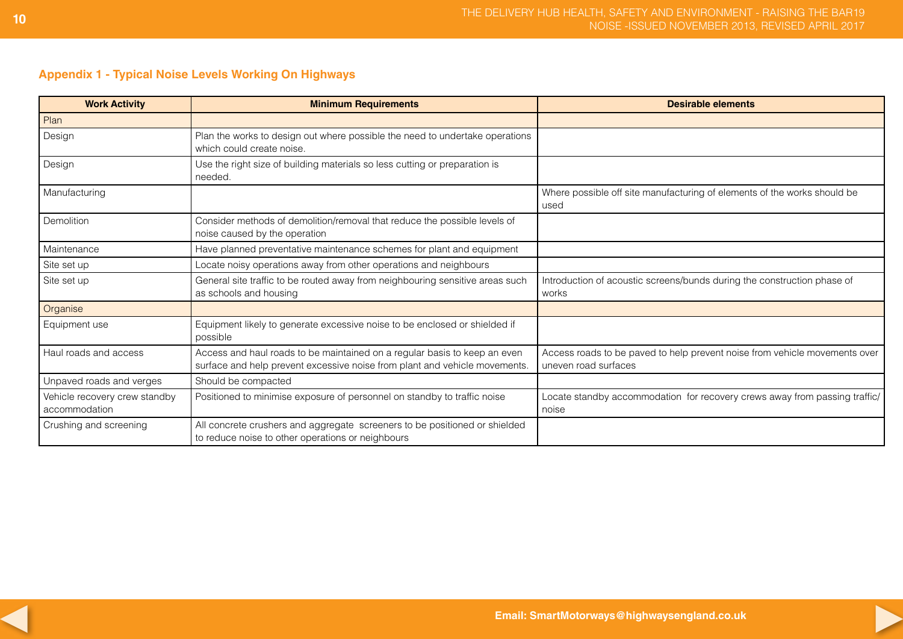### Appendix 1 - Typical Noise Levels Working On Highways

| Work Activity | Minimum Requirements | Desirable elements |
|---|---|---|
| Plan | | |
| Design | Plan the works to design out where possible the need to undertake operations which could create noise. | |
| Design | Use the right size of building materials so less cutting or preparation is needed. | |
| Manufacturing | | Where possible off site manufacturing of elements of the works should be used |
| Demolition | Consider methods of demolition/removal that reduce the possible levels of noise caused by the operation | |
| Maintenance | Have planned preventative maintenance schemes for plant and equipment | |
| Site set up | Locate noisy operations away from other operations and neighbours | |
| Site set up | General site traffic to be routed away from neighbouring sensitive areas such as schools and housing | Introduction of acoustic screens/bunds during the construction phase of works |
| Organise | | |
| Equipment use | Equipment likely to generate excessive noise to be enclosed or shielded if possible | |
| Haul roads and access | Access and haul roads to be maintained on a regular basis to keep an even surface and help prevent excessive noise from plant and vehicle movements. | Access roads to be paved to help prevent noise from vehicle movements over uneven road surfaces |
| Unpaved roads and verges | Should be compacted | |
| Vehicle recovery crew standby accommodation | Positioned to minimise exposure of personnel on standby to traffic noise | Locate standby accommodation for recovery crews away from passing traffic/ noise |
| Crushing and screening | All concrete crushers and aggregate screeners to be positioned or shielded to reduce noise to other operations or neighbours | |

Email: SmartMotorways@highwaysengland.co.uk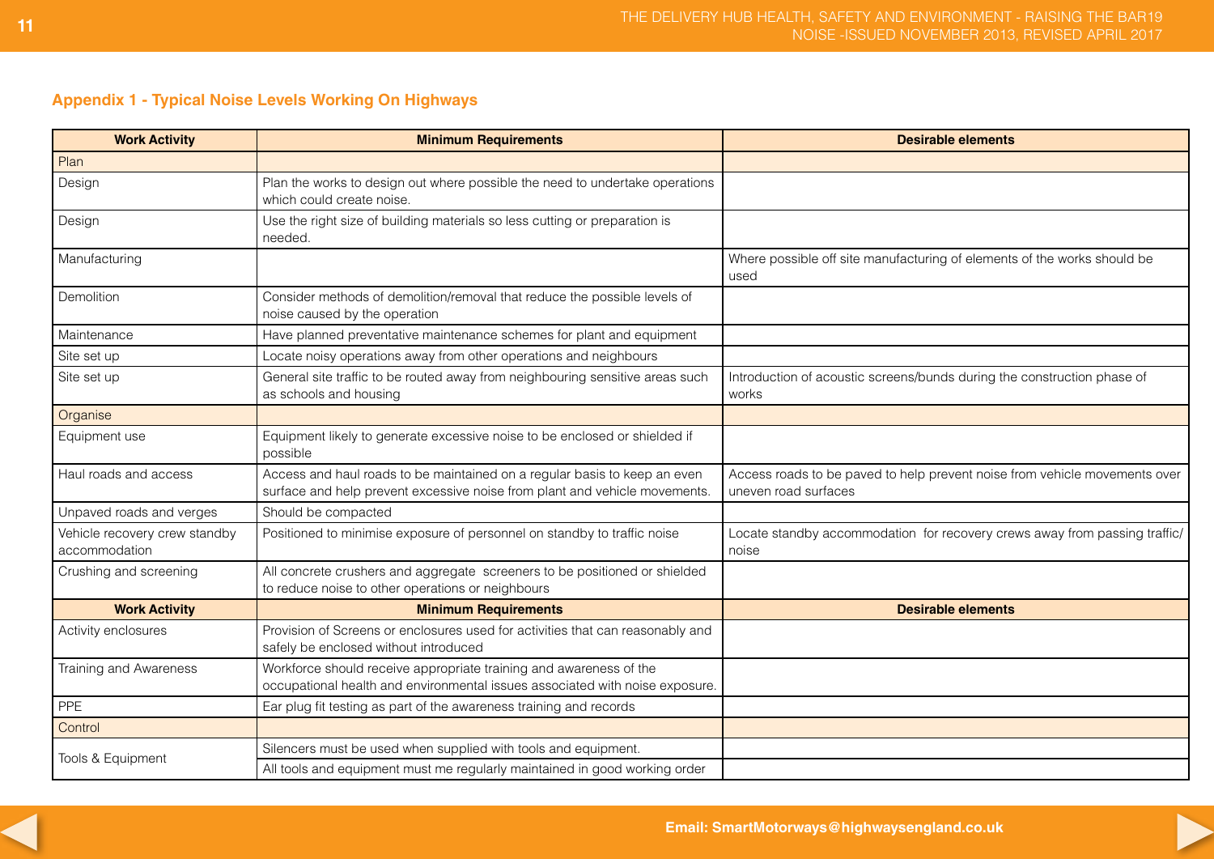## Appendix 1 - Typical Noise Levels Working On Highways

| Work Activity | Minimum Requirements | Desirable elements |
|---|---|---|
| Plan | | |
| Design | Plan the works to design out where possible the need to undertake operations which could create noise. | |
| Design | Use the right size of building materials so less cutting or preparation is needed. | |
| Manufacturing | | Where possible off site manufacturing of elements of the works should be used |
| Demolition | Consider methods of demolition/removal that reduce the possible levels of noise caused by the operation | |
| Maintenance | Have planned preventative maintenance schemes for plant and equipment | |
| Site set up | Locate noisy operations away from other operations and neighbours | |
| Site set up | General site traffic to be routed away from neighbouring sensitive areas such as schools and housing | Introduction of acoustic screens/bunds during the construction phase of works |
| Organise | | |
| Equipment use | Equipment likely to generate excessive noise to be enclosed or shielded if possible | |
| Haul roads and access | Access and haul roads to be maintained on a regular basis to keep an even surface and help prevent excessive noise from plant and vehicle movements. | Access roads to be paved to help prevent noise from vehicle movements over uneven road surfaces |
| Unpaved roads and verges | Should be compacted | |
| Vehicle recovery crew standby accommodation | Positioned to minimise exposure of personnel on standby to traffic noise | Locate standby accommodation for recovery crews away from passing traffic/ noise |
| Crushing and screening | All concrete crushers and aggregate screeners to be positioned or shielded to reduce noise to other operations or neighbours | |
| **Work Activity** | **Minimum Requirements** | **Desirable elements** |
| Activity enclosures | Provision of Screens or enclosures used for activities that can reasonably and safely be enclosed without introduced | |
| Training and Awareness | Workforce should receive appropriate training and awareness of the occupational health and environmental issues associated with noise exposure. | |
| PPE | Ear plug fit testing as part of the awareness training and records | |
| Control | | |
| Tools & Equipment | Silencers must be used when supplied with tools and equipment. | |
| | All tools and equipment must me regularly maintained in good working order | |

Email: SmartMotorways@highwaysengland.co.uk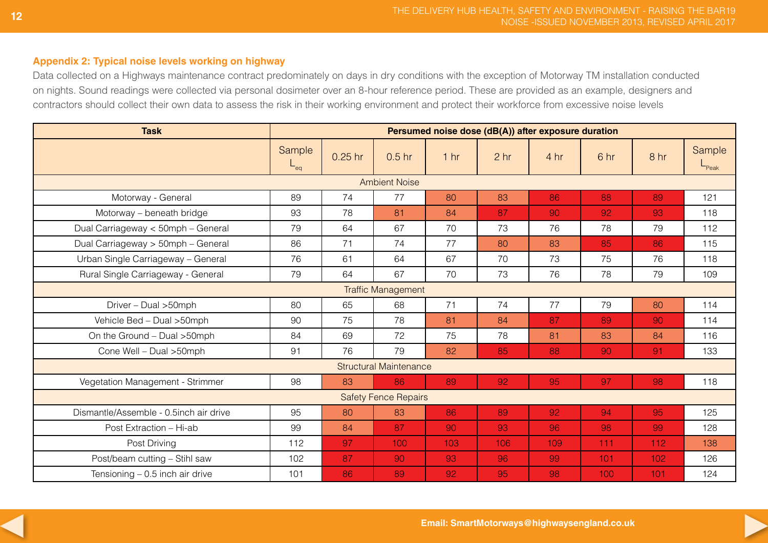## Appendix 2: Typical noise levels working on highway

Data collected on a Highways maintenance contract predominately on days in dry conditions with the exception of Motorway TM installation conducted on nights. Sound readings were collected via personal dosimeter over an 8-hour reference period. These are provided as an example, designers and contractors should collect their own data to assess the risk in their working environment and protect their workforce from excessive noise levels

| Task | Persumed noise dose (dB(A)) after exposure duration | | | | | | | | |
|---|---|---|---|---|---|---|---|---|---|
| | Sample $L_{eq}$ | 0.25 hr | 0.5 hr | 1 hr | 2 hr | 4 hr | 6 hr | 8 hr | Sample $L_{Peak}$ |
| Ambient Noise | | | | | | | | | |
| Motorway - General | 89 | 74 | 77 | 80 | 83 | 86 | 88 | 89 | 121 |
| Motorway – beneath bridge | 93 | 78 | 81 | 84 | 87 | 90 | 92 | 93 | 118 |
| Dual Carriageway < 50mph – General | 79 | 64 | 67 | 70 | 73 | 76 | 78 | 79 | 112 |
| Dual Carriageway > 50mph – General | 86 | 71 | 74 | 77 | 80 | 83 | 85 | 86 | 115 |
| Urban Single Carriageway – General | 76 | 61 | 64 | 67 | 70 | 73 | 75 | 76 | 118 |
| Rural Single Carriageway - General | 79 | 64 | 67 | 70 | 73 | 76 | 78 | 79 | 109 |
| Traffic Management | | | | | | | | | |
| Driver – Dual >50mph | 80 | 65 | 68 | 71 | 74 | 77 | 79 | 80 | 114 |
| Vehicle Bed – Dual >50mph | 90 | 75 | 78 | 81 | 84 | 87 | 89 | 90 | 114 |
| On the Ground – Dual >50mph | 84 | 69 | 72 | 75 | 78 | 81 | 83 | 84 | 116 |
| Cone Well – Dual >50mph | 91 | 76 | 79 | 82 | 85 | 88 | 90 | 91 | 133 |
| Structural Maintenance | | | | | | | | | |
| Vegetation Management - Strimmer | 98 | 83 | 86 | 89 | 92 | 95 | 97 | 98 | 118 |
| Safety Fence Repairs | | | | | | | | | |
| Dismantle/Assemble - 0.5inch air drive | 95 | 80 | 83 | 86 | 89 | 92 | 94 | 95 | 125 |
| Post Extraction – Hi-ab | 99 | 84 | 87 | 90 | 93 | 96 | 98 | 99 | 128 |
| Post Driving | 112 | 97 | 100 | 103 | 106 | 109 | 111 | 112 | 138 |
| Post/beam cutting – Stihl saw | 102 | 87 | 90 | 93 | 96 | 99 | 101 | 102 | 126 |
| Tensioning – 0.5 inch air drive | 101 | 86 | 89 | 92 | 95 | 98 | 100 | 101 | 124 |

**Email: SmartMotorways@highwaysengland.co.uk**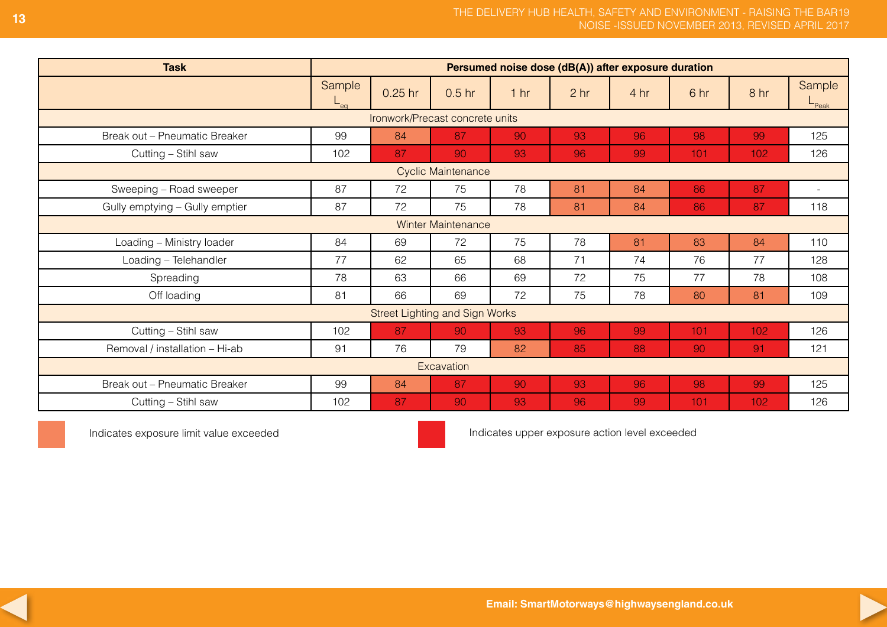| Task | Persumed noise dose (dB(A)) after exposure duration | | | | | | | | |
|---|---|---|---|---|---|---|---|---|---|
| | Sample $L_{eq}$ | 0.25 hr | 0.5 hr | 1 hr | 2 hr | 4 hr | 6 hr | 8 hr | Sample $L_{Peak}$ |
| Ironwork/Precast concrete units | | | | | | | | | |
| Break out – Pneumatic Breaker | 99 | 84 | 87 | 90 | 93 | 96 | 98 | 99 | 125 |
| Cutting – Stihl saw | 102 | 87 | 90 | 93 | 96 | 99 | 101 | 102 | 126 |
| Cyclic Maintenance | | | | | | | | | |
| Sweeping – Road sweeper | 87 | 72 | 75 | 78 | 81 | 84 | 86 | 87 | - |
| Gully emptying – Gully emptier | 87 | 72 | 75 | 78 | 81 | 84 | 86 | 87 | 118 |
| Winter Maintenance | | | | | | | | | |
| Loading – Ministry loader | 84 | 69 | 72 | 75 | 78 | 81 | 83 | 84 | 110 |
| Loading – Telehandler | 77 | 62 | 65 | 68 | 71 | 74 | 76 | 77 | 128 |
| Spreading | 78 | 63 | 66 | 69 | 72 | 75 | 77 | 78 | 108 |
| Off loading | 81 | 66 | 69 | 72 | 75 | 78 | 80 | 81 | 109 |
| Street Lighting and Sign Works | | | | | | | | | |
| Cutting – Stihl saw | 102 | 87 | 90 | 93 | 96 | 99 | 101 | 102 | 126 |
| Removal / installation – Hi-ab | 91 | 76 | 79 | 82 | 85 | 88 | 90 | 91 | 121 |
| Excavation | | | | | | | | | |
| Break out – Pneumatic Breaker | 99 | 84 | 87 | 90 | 93 | 96 | 98 | 99 | 125 |
| Cutting – Stihl saw | 102 | 87 | 90 | 93 | 96 | 99 | 101 | 102 | 126 |

Indicates exposure limit value exceeded (light red/orange cells)

Indicates upper exposure action level exceeded (red cells)

**Email: SmartMotorways@highwaysengland.co.uk**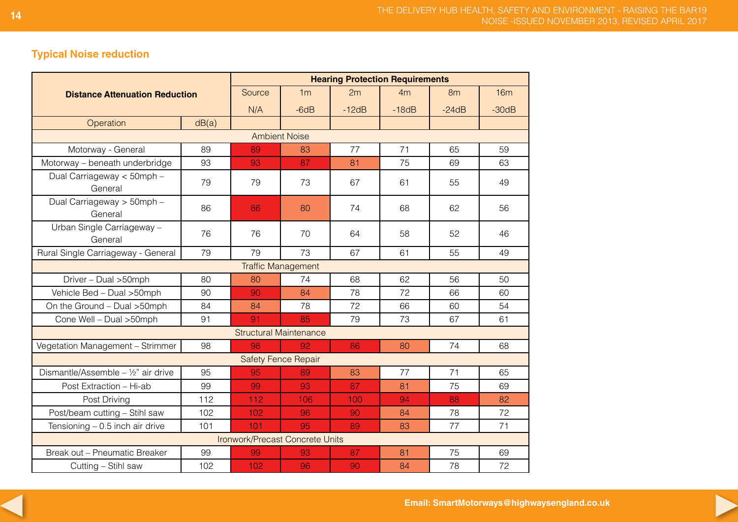## Typical Noise reduction

| Distance Attenuation Reduction | | Hearing Protection Requirements | | | | | |
|---|---|---|---|---|---|---|---|
| | | Source | 1m | 2m | 4m | 8m | 16m |
| | | N/A | -6dB | -12dB | -18dB | -24dB | -30dB |
| Operation | dB(a) | | | | | | |
| Ambient Noise | | | | | | | |
| Motorway - General | 89 | 89 | 83 | 77 | 71 | 65 | 59 |
| Motorway – beneath underbridge | 93 | 93 | 87 | 81 | 75 | 69 | 63 |
| Dual Carriageway < 50mph – General | 79 | 79 | 73 | 67 | 61 | 55 | 49 |
| Dual Carriageway > 50mph – General | 86 | 86 | 80 | 74 | 68 | 62 | 56 |
| Urban Single Carriageway – General | 76 | 76 | 70 | 64 | 58 | 52 | 46 |
| Rural Single Carriageway - General | 79 | 79 | 73 | 67 | 61 | 55 | 49 |
| Traffic Management | | | | | | | |
| Driver – Dual >50mph | 80 | 80 | 74 | 68 | 62 | 56 | 50 |
| Vehicle Bed – Dual >50mph | 90 | 90 | 84 | 78 | 72 | 66 | 60 |
| On the Ground – Dual >50mph | 84 | 84 | 78 | 72 | 66 | 60 | 54 |
| Cone Well – Dual >50mph | 91 | 91 | 85 | 79 | 73 | 67 | 61 |
| Structural Maintenance | | | | | | | |
| Vegetation Management – Strimmer | 98 | 98 | 92 | 86 | 80 | 74 | 68 |
| Safety Fence Repair | | | | | | | |
| Dismantle/Assemble – ½" air drive | 95 | 95 | 89 | 83 | 77 | 71 | 65 |
| Post Extraction – Hi-ab | 99 | 99 | 93 | 87 | 81 | 75 | 69 |
| Post Driving | 112 | 112 | 106 | 100 | 94 | 88 | 82 |
| Post/beam cutting – Stihl saw | 102 | 102 | 96 | 90 | 84 | 78 | 72 |
| Tensioning – 0.5 inch air drive | 101 | 101 | 95 | 89 | 83 | 77 | 71 |
| Ironwork/Precast Concrete Units | | | | | | | |
| Break out – Pneumatic Breaker | 99 | 99 | 93 | 87 | 81 | 75 | 69 |
| Cutting – Stihl saw | 102 | 102 | 96 | 90 | 84 | 78 | 72 |

**Email: SmartMotorways@highwaysengland.co.uk**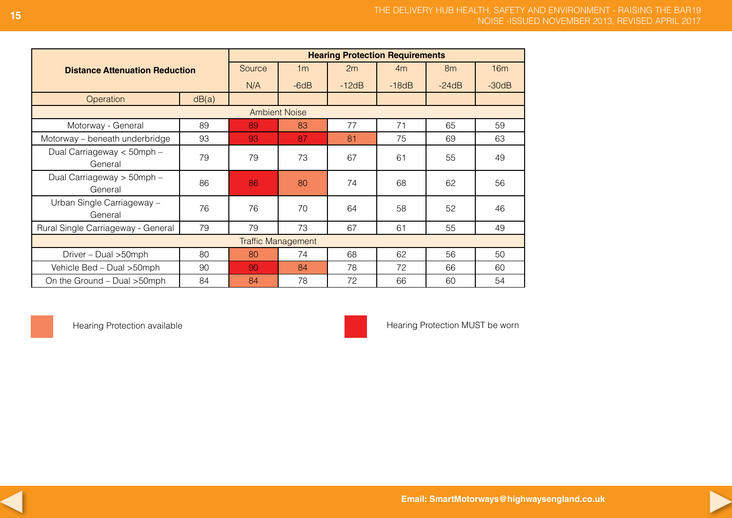| Distance Attenuation Reduction | | Hearing Protection Requirements | | | | | |
|---|---|---|---|---|---|---|---|
| | | Source | 1m | 2m | 4m | 8m | 16m |
| | | N/A | -6dB | -12dB | -18dB | -24dB | -30dB |
| Operation | dB(a) | | | | | | |
| Ambient Noise | | | | | | | |
| Motorway - General | 89 | 89 | 83 | 77 | 71 | 65 | 59 |
| Motorway – beneath underbridge | 93 | 93 | 87 | 81 | 75 | 69 | 63 |
| Dual Carriageway < 50mph – General | 79 | 79 | 73 | 67 | 61 | 55 | 49 |
| Dual Carriageway > 50mph – General | 86 | 86 | 80 | 74 | 68 | 62 | 56 |
| Urban Single Carriageway – General | 76 | 76 | 70 | 64 | 58 | 52 | 46 |
| Rural Single Carriageway - General | 79 | 79 | 73 | 67 | 61 | 55 | 49 |
| Traffic Management | | | | | | | |
| Driver – Dual >50mph | 80 | 80 | 74 | 68 | 62 | 56 | 50 |
| Vehicle Bed – Dual >50mph | 90 | 90 | 84 | 78 | 72 | 66 | 60 |
| On the Ground – Dual >50mph | 84 | 84 | 78 | 72 | 66 | 60 | 54 |

Hearing Protection available

Hearing Protection MUST be worn

**Email: SmartMotorways@highwaysengland.co.uk**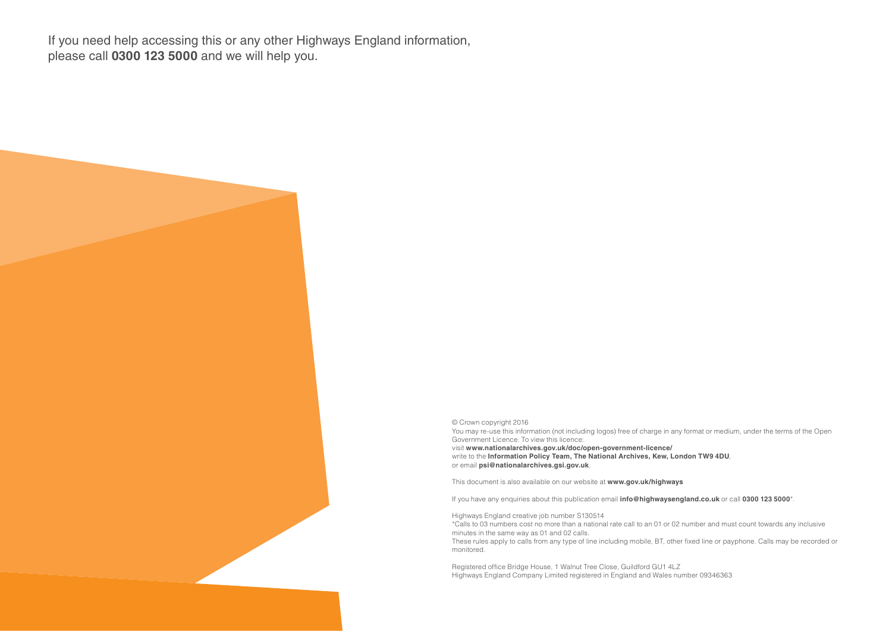If you need help accessing this or any other Highways England information, please call **0300 123 5000** and we will help you.

© Crown copyright 2016
You may re-use this information (not including logos) free of charge in any format or medium, under the terms of the Open Government Licence. To view this licence:
visit **www.nationalarchives.gov.uk/doc/open-government-licence/**
write to the **Information Policy Team, The National Archives, Kew, London TW9 4DU**,
or email **psi@nationalarchives.gsi.gov.uk**.

This document is also available on our website at **www.gov.uk/highways**

If you have any enquiries about this publication email **info@highwaysengland.co.uk** or call **0300 123 5000***.

Highways England creative job number S130514
*Calls to 03 numbers cost no more than a national rate call to an 01 or 02 number and must count towards any inclusive minutes in the same way as 01 and 02 calls.
These rules apply to calls from any type of line including mobile, BT, other fixed line or payphone. Calls may be recorded or monitored.

Registered office Bridge House, 1 Walnut Tree Close, Guildford GU1 4LZ
Highways England Company Limited registered in England and Wales number 09346363